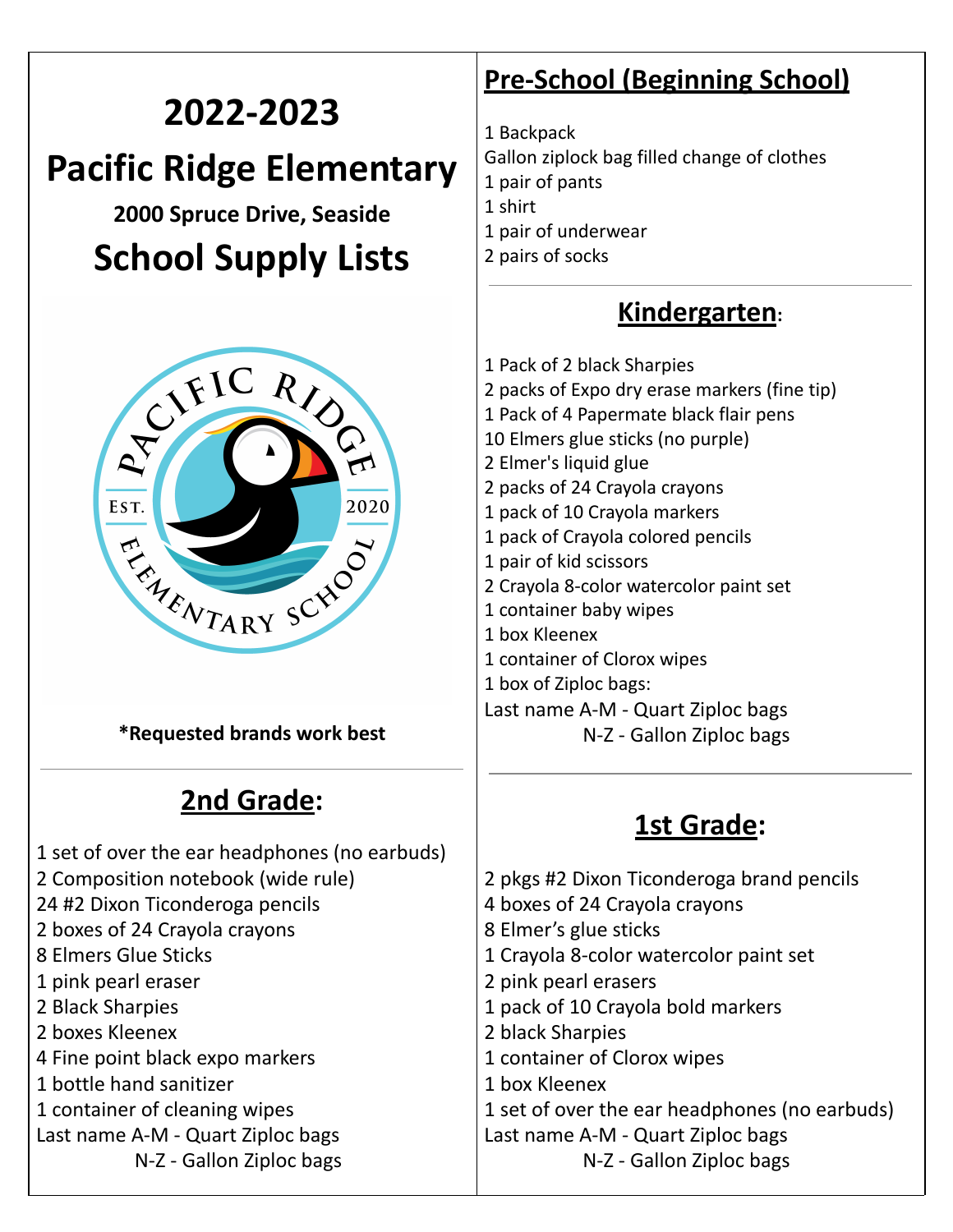# 2022-2023

# Pacific Ridge Elementary

### 2000 Spruce Drive, Seaside

# School Supply Lists

**\*Requested brands work best**

## Pre-School (Beginning School)

1 Backpack
Gallon ziplock bag filled change of clothes
1 pair of pants
1 shirt
1 pair of underwear
2 pairs of socks

## Kindergarten:

1 Pack of 2 black Sharpies
2 packs of Expo dry erase markers (fine tip)
1 Pack of 4 Papermate black flair pens
10 Elmers glue sticks (no purple)
2 Elmer's liquid glue
2 packs of 24 Crayola crayons
1 pack of 10 Crayola markers
1 pack of Crayola colored pencils
1 pair of kid scissors
2 Crayola 8-color watercolor paint set
1 container baby wipes
1 box Kleenex
1 container of Clorox wipes
1 box of Ziploc bags:
Last name A-M - Quart Ziploc bags
N-Z - Gallon Ziploc bags

## 1st Grade:

2 pkgs #2 Dixon Ticonderoga brand pencils
4 boxes of 24 Crayola crayons
8 Elmer's glue sticks
1 Crayola 8-color watercolor paint set
2 pink pearl erasers
1 pack of 10 Crayola bold markers
2 black Sharpies
1 container of Clorox wipes
1 box Kleenex
1 set of over the ear headphones (no earbuds)
Last name A-M - Quart Ziploc bags
N-Z - Gallon Ziploc bags

## 2nd Grade:

1 set of over the ear headphones (no earbuds)
2 Composition notebook (wide rule)
24 #2 Dixon Ticonderoga pencils
2 boxes of 24 Crayola crayons
8 Elmers Glue Sticks
1 pink pearl eraser
2 Black Sharpies
2 boxes Kleenex
4 Fine point black expo markers
1 bottle hand sanitizer
1 container of cleaning wipes
Last name A-M - Quart Ziploc bags
N-Z - Gallon Ziploc bags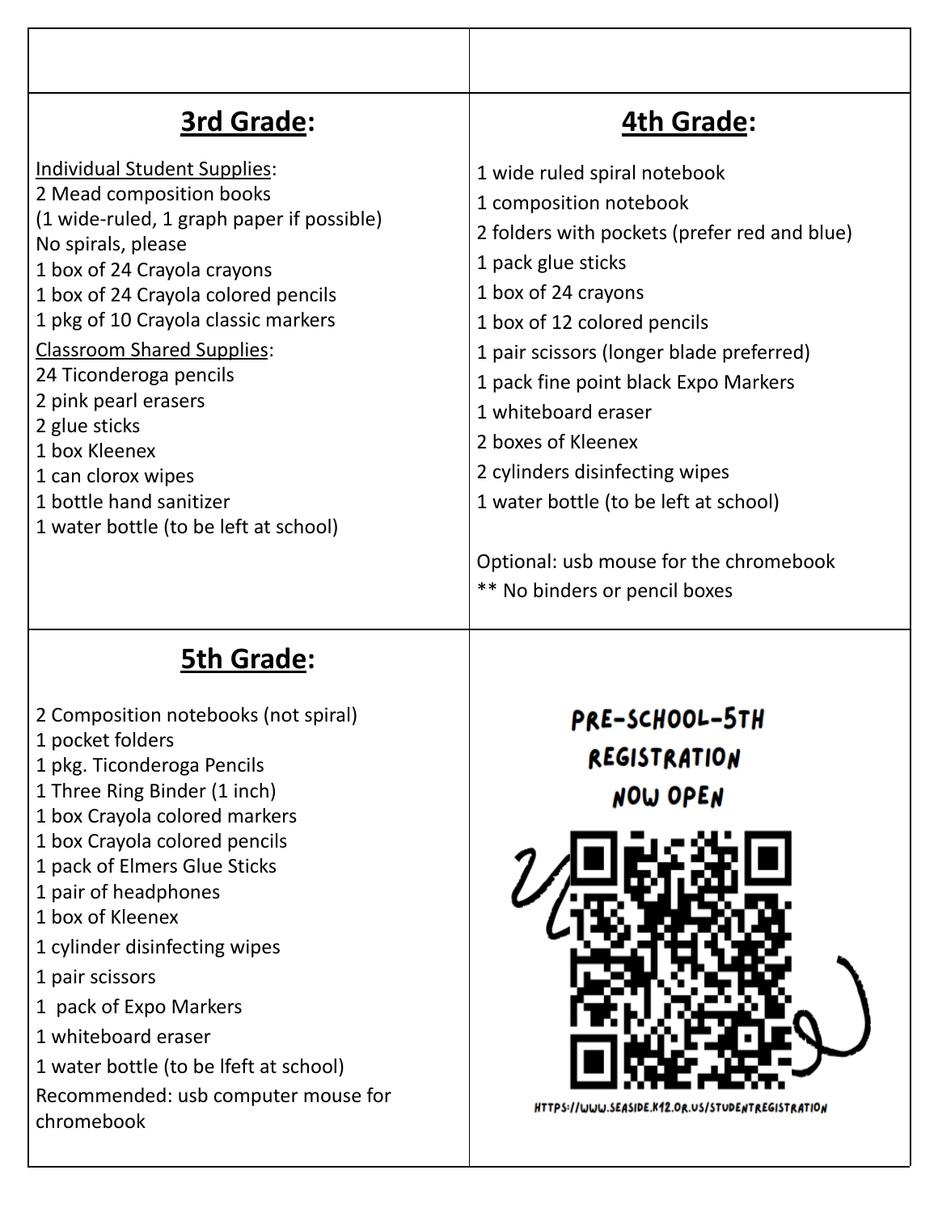## 3rd Grade:

Individual Student Supplies:

2 Mead composition books
(1 wide-ruled, 1 graph paper if possible)
No spirals, please
1 box of 24 Crayola crayons
1 box of 24 Crayola colored pencils
1 pkg of 10 Crayola classic markers

Classroom Shared Supplies:

24 Ticonderoga pencils
2 pink pearl erasers
2 glue sticks
1 box Kleenex
1 can clorox wipes
1 bottle hand sanitizer
1 water bottle (to be left at school)

## 4th Grade:

1 wide ruled spiral notebook
1 composition notebook
2 folders with pockets (prefer red and blue)
1 pack glue sticks
1 box of 24 crayons
1 box of 12 colored pencils
1 pair scissors (longer blade preferred)
1 pack fine point black Expo Markers
1 whiteboard eraser
2 boxes of Kleenex
2 cylinders disinfecting wipes
1 water bottle (to be left at school)

Optional: usb mouse for the chromebook
** No binders or pencil boxes

## 5th Grade:

2 Composition notebooks (not spiral)
1 pocket folders
1 pkg. Ticonderoga Pencils
1 Three Ring Binder (1 inch)
1 box Crayola colored markers
1 box Crayola colored pencils
1 pack of Elmers Glue Sticks
1 pair of headphones
1 box of Kleenex
1 cylinder disinfecting wipes
1 pair scissors
1 pack of Expo Markers
1 whiteboard eraser
1 water bottle (to be lfeft at school)
Recommended: usb computer mouse for chromebook

PRE-SCHOOL-5TH
REGISTRATION
NOW OPEN

HTTPS://WWW.SEASIDE.K12.OR.US/STUDENTREGISTRATION